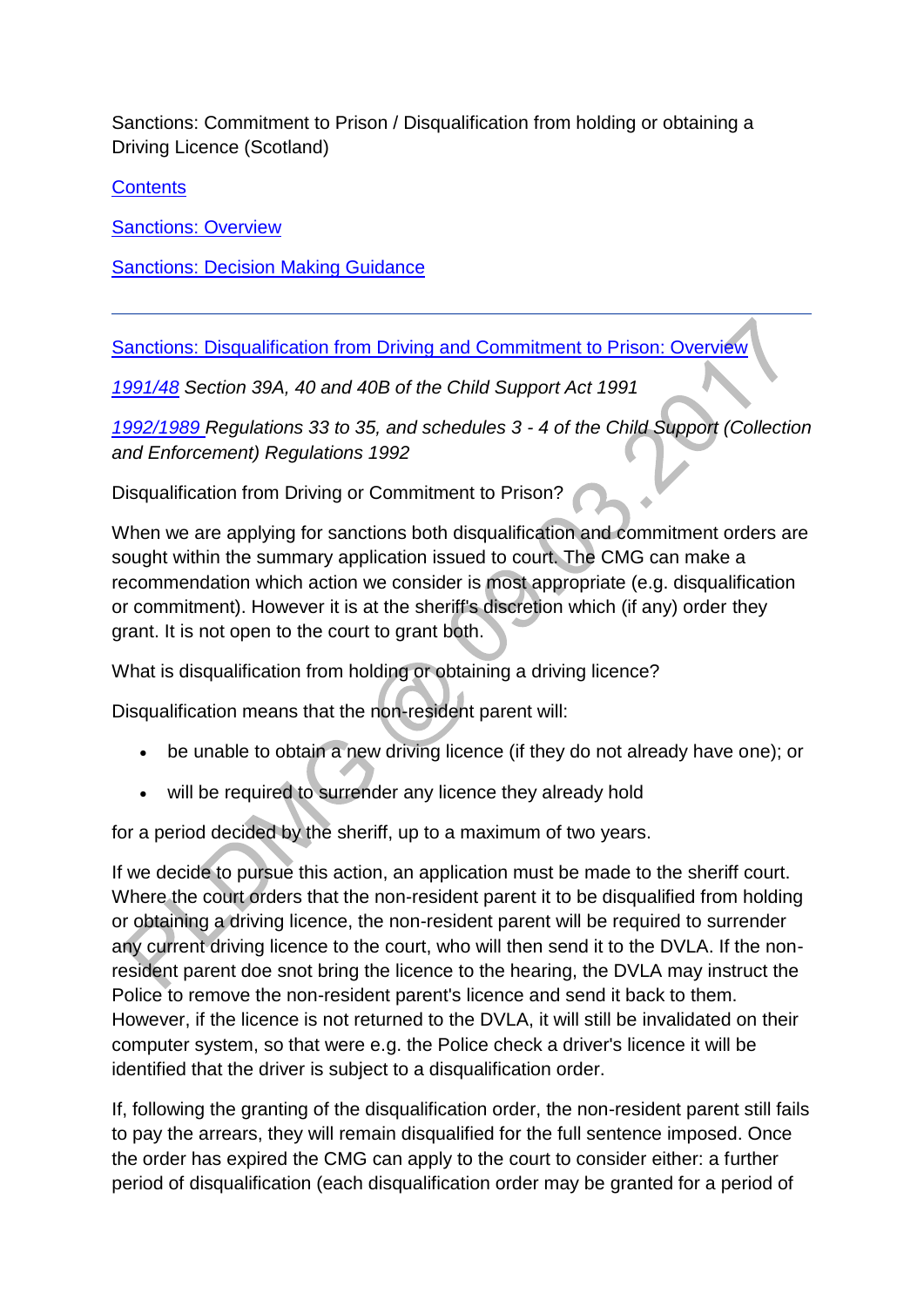Sanctions: Commitment to Prison / Disqualification from holding or obtaining a Driving Licence (Scotland)

Contents

Sanctions: Overview

Sanctions: Decision Making Guidance

---

Sanctions: Disqualification from Driving and Commitment to Prison: Overview

*1991/48 Section 39A, 40 and 40B of the Child Support Act 1991*

*1992/1989 Regulations 33 to 35, and schedules 3 - 4 of the Child Support (Collection and Enforcement) Regulations 1992*

Disqualification from Driving or Commitment to Prison?

When we are applying for sanctions both disqualification and commitment orders are sought within the summary application issued to court. The CMG can make a recommendation which action we consider is most appropriate (e.g. disqualification or commitment). However it is at the sheriff's discretion which (if any) order they grant. It is not open to the court to grant both.

What is disqualification from holding or obtaining a driving licence?

Disqualification means that the non-resident parent will:

- be unable to obtain a new driving licence (if they do not already have one); or
- will be required to surrender any licence they already hold

for a period decided by the sheriff, up to a maximum of two years.

If we decide to pursue this action, an application must be made to the sheriff court. Where the court orders that the non-resident parent it to be disqualified from holding or obtaining a driving licence, the non-resident parent will be required to surrender any current driving licence to the court, who will then send it to the DVLA. If the non-resident parent doe snot bring the licence to the hearing, the DVLA may instruct the Police to remove the non-resident parent's licence and send it back to them. However, if the licence is not returned to the DVLA, it will still be invalidated on their computer system, so that were e.g. the Police check a driver's licence it will be identified that the driver is subject to a disqualification order.

If, following the granting of the disqualification order, the non-resident parent still fails to pay the arrears, they will remain disqualified for the full sentence imposed. Once the order has expired the CMG can apply to the court to consider either: a further period of disqualification (each disqualification order may be granted for a period of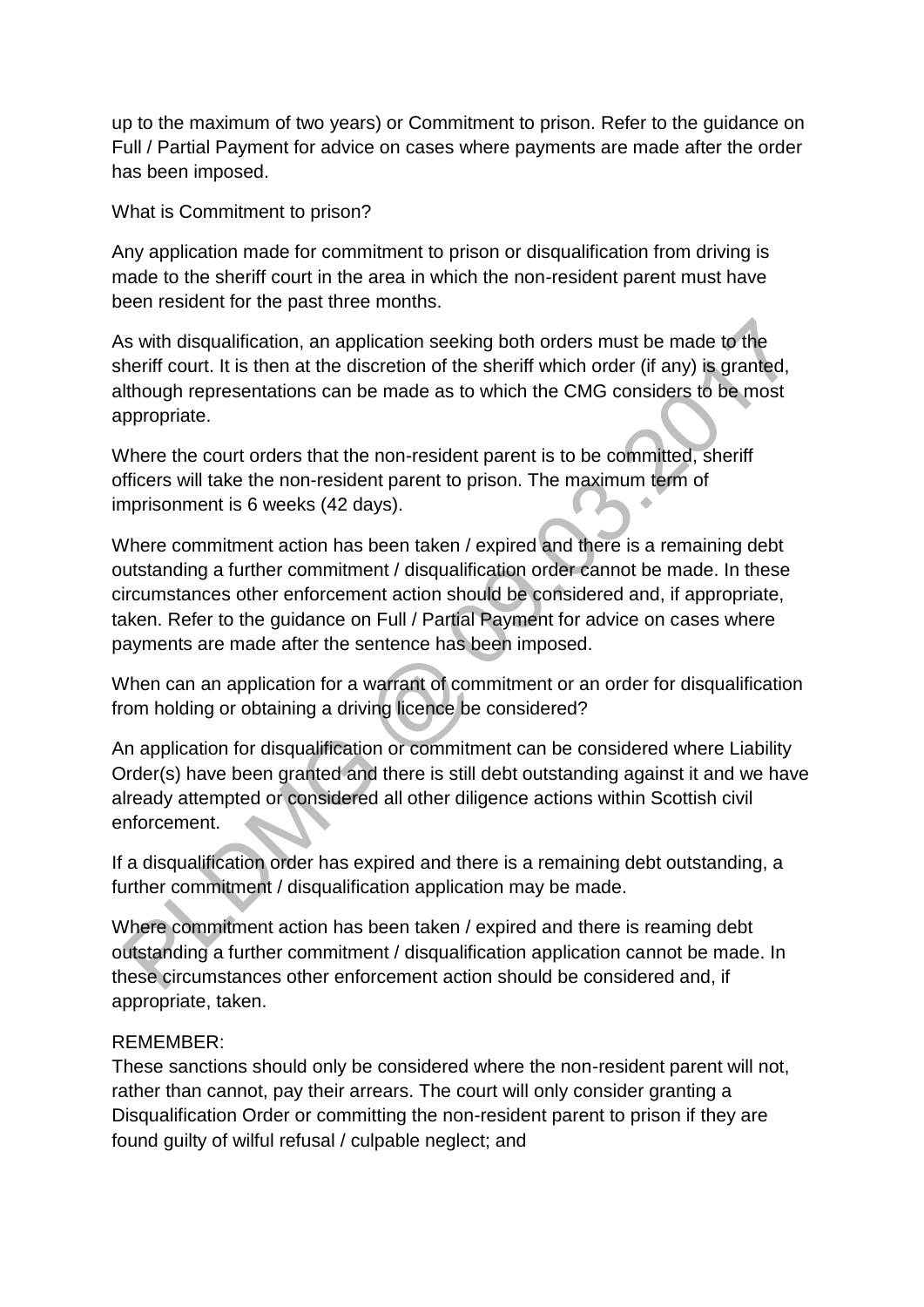up to the maximum of two years) or Commitment to prison. Refer to the guidance on Full / Partial Payment for advice on cases where payments are made after the order has been imposed.

What is Commitment to prison?

Any application made for commitment to prison or disqualification from driving is made to the sheriff court in the area in which the non-resident parent must have been resident for the past three months.

As with disqualification, an application seeking both orders must be made to the sheriff court. It is then at the discretion of the sheriff which order (if any) is granted, although representations can be made as to which the CMG considers to be most appropriate.

Where the court orders that the non-resident parent is to be committed, sheriff officers will take the non-resident parent to prison. The maximum term of imprisonment is 6 weeks (42 days).

Where commitment action has been taken / expired and there is a remaining debt outstanding a further commitment / disqualification order cannot be made. In these circumstances other enforcement action should be considered and, if appropriate, taken. Refer to the guidance on Full / Partial Payment for advice on cases where payments are made after the sentence has been imposed.

When can an application for a warrant of commitment or an order for disqualification from holding or obtaining a driving licence be considered?

An application for disqualification or commitment can be considered where Liability Order(s) have been granted and there is still debt outstanding against it and we have already attempted or considered all other diligence actions within Scottish civil enforcement.

If a disqualification order has expired and there is a remaining debt outstanding, a further commitment / disqualification application may be made.

Where commitment action has been taken / expired and there is reaming debt outstanding a further commitment / disqualification application cannot be made. In these circumstances other enforcement action should be considered and, if appropriate, taken.

REMEMBER:
These sanctions should only be considered where the non-resident parent will not, rather than cannot, pay their arrears. The court will only consider granting a Disqualification Order or committing the non-resident parent to prison if they are found guilty of wilful refusal / culpable neglect; and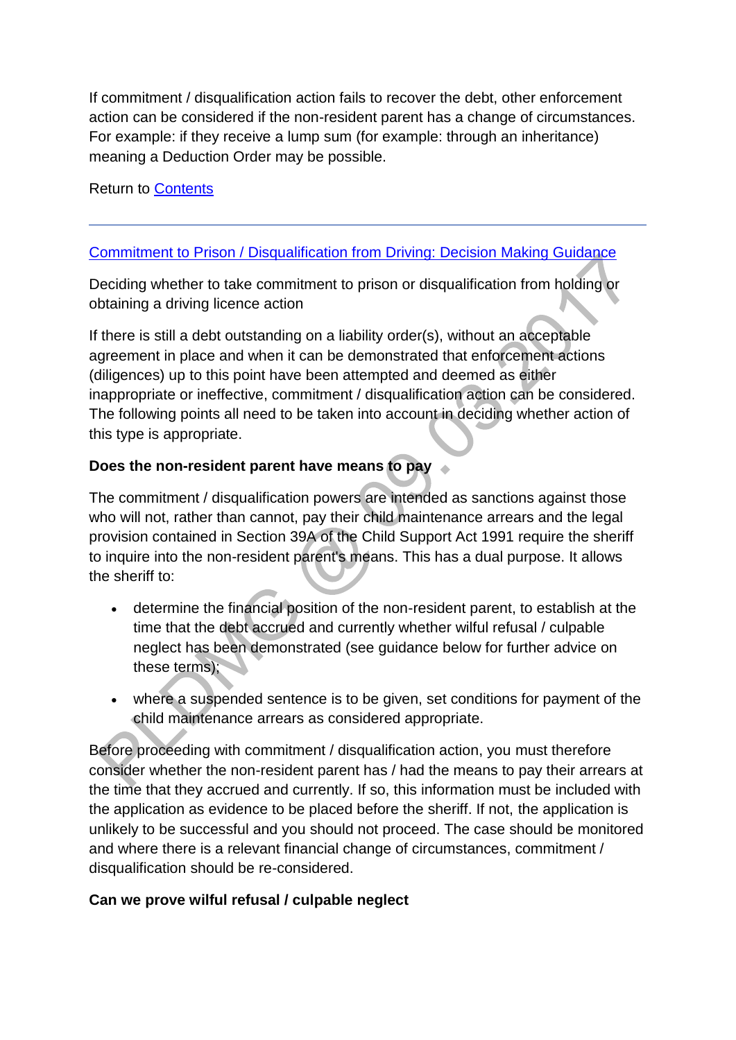If commitment / disqualification action fails to recover the debt, other enforcement action can be considered if the non-resident parent has a change of circumstances. For example: if they receive a lump sum (for example: through an inheritance) meaning a Deduction Order may be possible.

Return to [Contents]()

---

## [Commitment to Prison / Disqualification from Driving: Decision Making Guidance]()

Deciding whether to take commitment to prison or disqualification from holding or obtaining a driving licence action

If there is still a debt outstanding on a liability order(s), without an acceptable agreement in place and when it can be demonstrated that enforcement actions (diligences) up to this point have been attempted and deemed as either inappropriate or ineffective, commitment / disqualification action can be considered. The following points all need to be taken into account in deciding whether action of this type is appropriate.

**Does the non-resident parent have means to pay**

The commitment / disqualification powers are intended as sanctions against those who will not, rather than cannot, pay their child maintenance arrears and the legal provision contained in Section 39A of the Child Support Act 1991 require the sheriff to inquire into the non-resident parent's means. This has a dual purpose. It allows the sheriff to:

- determine the financial position of the non-resident parent, to establish at the time that the debt accrued and currently whether wilful refusal / culpable neglect has been demonstrated (see guidance below for further advice on these terms);
- where a suspended sentence is to be given, set conditions for payment of the child maintenance arrears as considered appropriate.

Before proceeding with commitment / disqualification action, you must therefore consider whether the non-resident parent has / had the means to pay their arrears at the time that they accrued and currently. If so, this information must be included with the application as evidence to be placed before the sheriff. If not, the application is unlikely to be successful and you should not proceed. The case should be monitored and where there is a relevant financial change of circumstances, commitment / disqualification should be re-considered.

**Can we prove wilful refusal / culpable neglect**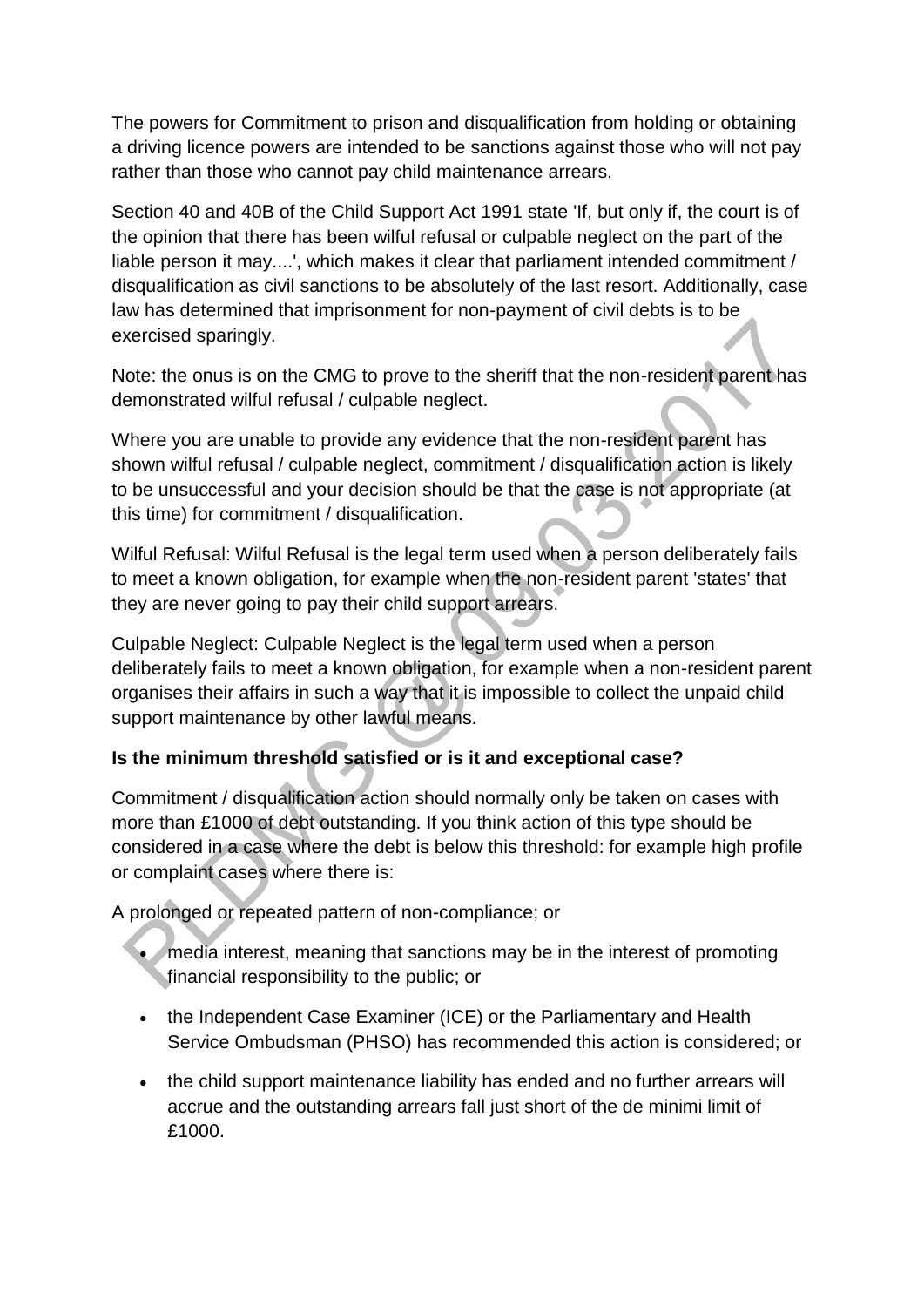The powers for Commitment to prison and disqualification from holding or obtaining a driving licence powers are intended to be sanctions against those who will not pay rather than those who cannot pay child maintenance arrears.

Section 40 and 40B of the Child Support Act 1991 state 'If, but only if, the court is of the opinion that there has been wilful refusal or culpable neglect on the part of the liable person it may....', which makes it clear that parliament intended commitment / disqualification as civil sanctions to be absolutely of the last resort. Additionally, case law has determined that imprisonment for non-payment of civil debts is to be exercised sparingly.

Note: the onus is on the CMG to prove to the sheriff that the non-resident parent has demonstrated wilful refusal / culpable neglect.

Where you are unable to provide any evidence that the non-resident parent has shown wilful refusal / culpable neglect, commitment / disqualification action is likely to be unsuccessful and your decision should be that the case is not appropriate (at this time) for commitment / disqualification.

Wilful Refusal: Wilful Refusal is the legal term used when a person deliberately fails to meet a known obligation, for example when the non-resident parent 'states' that they are never going to pay their child support arrears.

Culpable Neglect: Culpable Neglect is the legal term used when a person deliberately fails to meet a known obligation, for example when a non-resident parent organises their affairs in such a way that it is impossible to collect the unpaid child support maintenance by other lawful means.

**Is the minimum threshold satisfied or is it and exceptional case?**

Commitment / disqualification action should normally only be taken on cases with more than £1000 of debt outstanding. If you think action of this type should be considered in a case where the debt is below this threshold: for example high profile or complaint cases where there is:

A prolonged or repeated pattern of non-compliance; or

- media interest, meaning that sanctions may be in the interest of promoting financial responsibility to the public; or
- the Independent Case Examiner (ICE) or the Parliamentary and Health Service Ombudsman (PHSO) has recommended this action is considered; or
- the child support maintenance liability has ended and no further arrears will accrue and the outstanding arrears fall just short of the de minimi limit of £1000.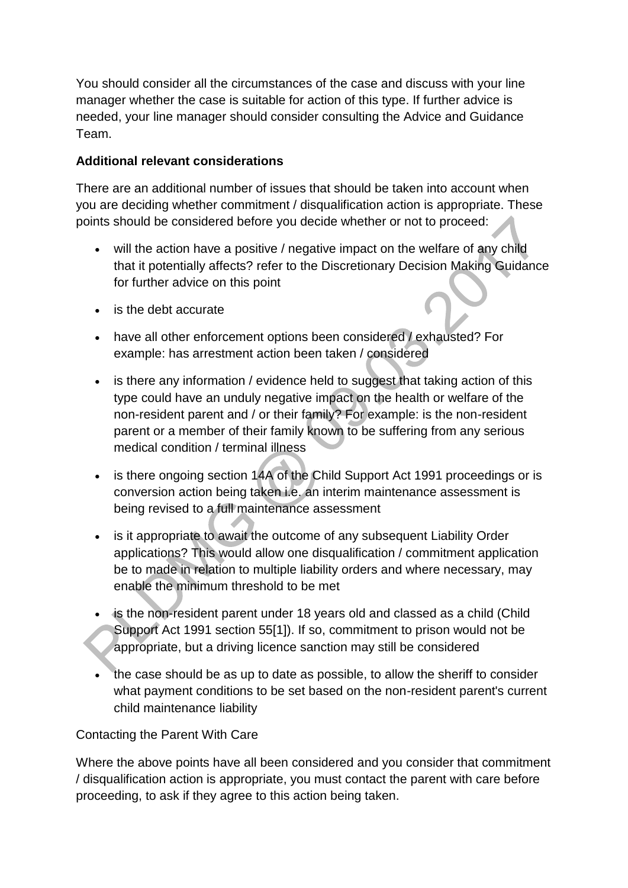You should consider all the circumstances of the case and discuss with your line manager whether the case is suitable for action of this type. If further advice is needed, your line manager should consider consulting the Advice and Guidance Team.

**Additional relevant considerations**

There are an additional number of issues that should be taken into account when you are deciding whether commitment / disqualification action is appropriate. These points should be considered before you decide whether or not to proceed:

- will the action have a positive / negative impact on the welfare of any child that it potentially affects? refer to the Discretionary Decision Making Guidance for further advice on this point
- is the debt accurate
- have all other enforcement options been considered / exhausted? For example: has arrestment action been taken / considered
- is there any information / evidence held to suggest that taking action of this type could have an unduly negative impact on the health or welfare of the non-resident parent and / or their family? For example: is the non-resident parent or a member of their family known to be suffering from any serious medical condition / terminal illness
- is there ongoing section 14A of the Child Support Act 1991 proceedings or is conversion action being taken i.e. an interim maintenance assessment is being revised to a full maintenance assessment
- is it appropriate to await the outcome of any subsequent Liability Order applications? This would allow one disqualification / commitment application be to made in relation to multiple liability orders and where necessary, may enable the minimum threshold to be met
- is the non-resident parent under 18 years old and classed as a child (Child Support Act 1991 section 55[1]). If so, commitment to prison would not be appropriate, but a driving licence sanction may still be considered
- the case should be as up to date as possible, to allow the sheriff to consider what payment conditions to be set based on the non-resident parent's current child maintenance liability

Contacting the Parent With Care

Where the above points have all been considered and you consider that commitment / disqualification action is appropriate, you must contact the parent with care before proceeding, to ask if they agree to this action being taken.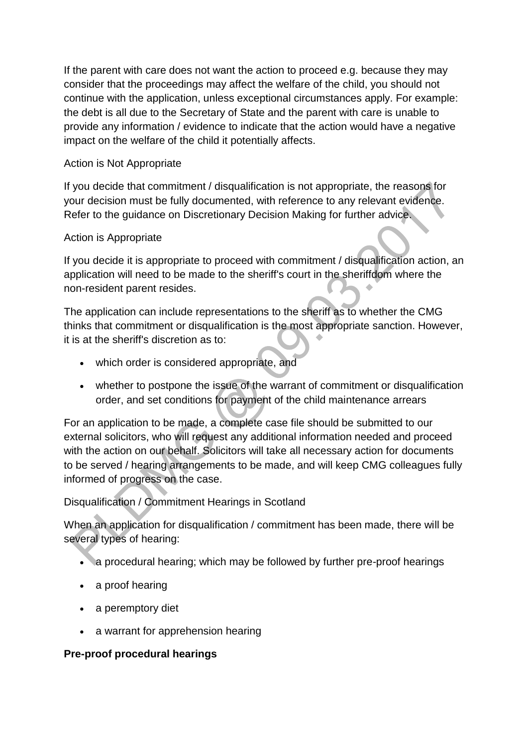If the parent with care does not want the action to proceed e.g. because they may consider that the proceedings may affect the welfare of the child, you should not continue with the application, unless exceptional circumstances apply. For example: the debt is all due to the Secretary of State and the parent with care is unable to provide any information / evidence to indicate that the action would have a negative impact on the welfare of the child it potentially affects.

Action is Not Appropriate

If you decide that commitment / disqualification is not appropriate, the reasons for your decision must be fully documented, with reference to any relevant evidence. Refer to the guidance on Discretionary Decision Making for further advice.

Action is Appropriate

If you decide it is appropriate to proceed with commitment / disqualification action, an application will need to be made to the sheriff's court in the sheriffdom where the non-resident parent resides.

The application can include representations to the sheriff as to whether the CMG thinks that commitment or disqualification is the most appropriate sanction. However, it is at the sheriff's discretion as to:

- which order is considered appropriate, and
- whether to postpone the issue of the warrant of commitment or disqualification order, and set conditions for payment of the child maintenance arrears

For an application to be made, a complete case file should be submitted to our external solicitors, who will request any additional information needed and proceed with the action on our behalf. Solicitors will take all necessary action for documents to be served / hearing arrangements to be made, and will keep CMG colleagues fully informed of progress on the case.

Disqualification / Commitment Hearings in Scotland

When an application for disqualification / commitment has been made, there will be several types of hearing:

- a procedural hearing; which may be followed by further pre-proof hearings
- a proof hearing
- a peremptory diet
- a warrant for apprehension hearing

**Pre-proof procedural hearings**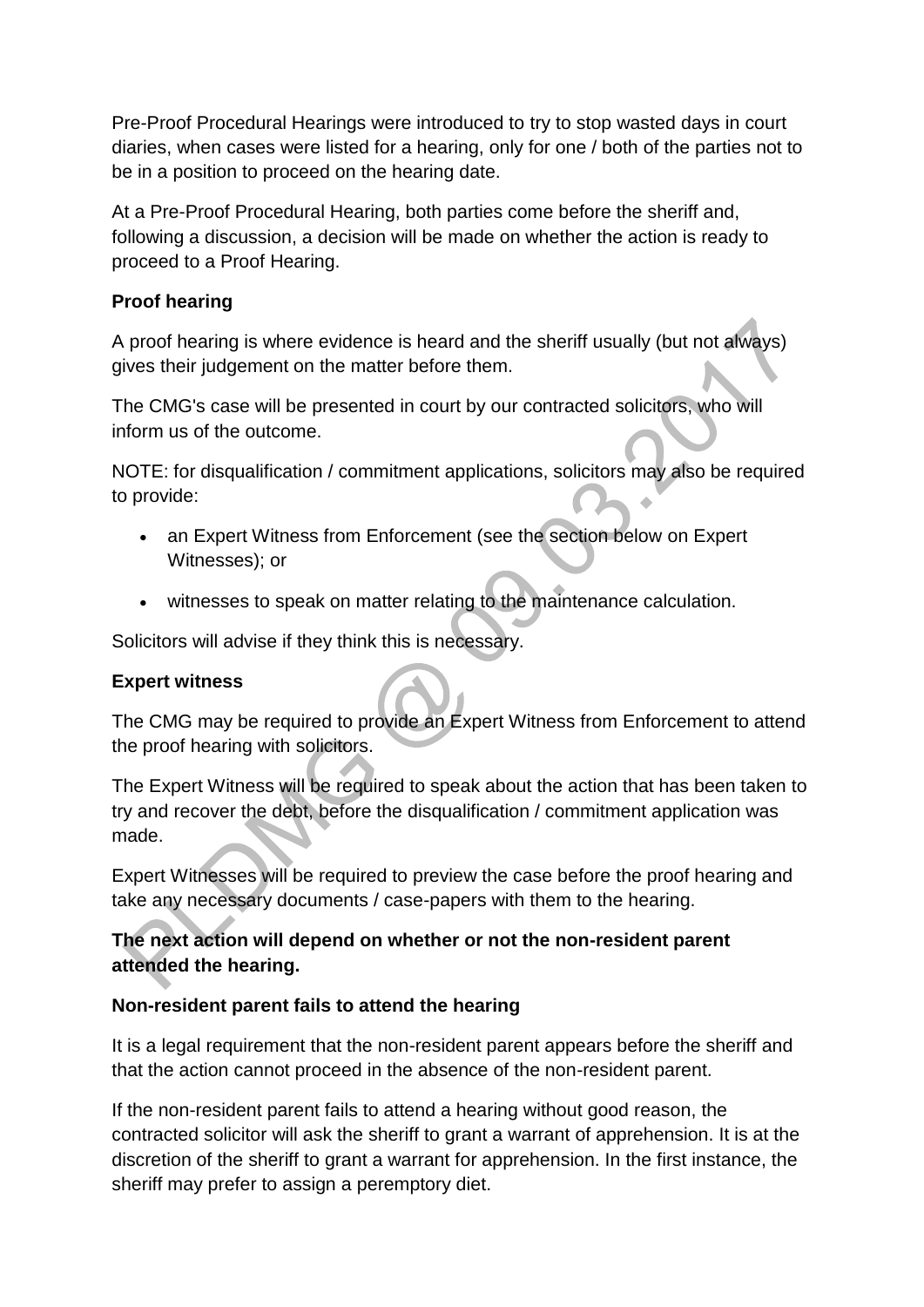Pre-Proof Procedural Hearings were introduced to try to stop wasted days in court diaries, when cases were listed for a hearing, only for one / both of the parties not to be in a position to proceed on the hearing date.

At a Pre-Proof Procedural Hearing, both parties come before the sheriff and, following a discussion, a decision will be made on whether the action is ready to proceed to a Proof Hearing.

**Proof hearing**

A proof hearing is where evidence is heard and the sheriff usually (but not always) gives their judgement on the matter before them.

The CMG's case will be presented in court by our contracted solicitors, who will inform us of the outcome.

NOTE: for disqualification / commitment applications, solicitors may also be required to provide:

- an Expert Witness from Enforcement (see the section below on Expert Witnesses); or
- witnesses to speak on matter relating to the maintenance calculation.

Solicitors will advise if they think this is necessary.

**Expert witness**

The CMG may be required to provide an Expert Witness from Enforcement to attend the proof hearing with solicitors.

The Expert Witness will be required to speak about the action that has been taken to try and recover the debt, before the disqualification / commitment application was made.

Expert Witnesses will be required to preview the case before the proof hearing and take any necessary documents / case-papers with them to the hearing.

**The next action will depend on whether or not the non-resident parent attended the hearing.**

**Non-resident parent fails to attend the hearing**

It is a legal requirement that the non-resident parent appears before the sheriff and that the action cannot proceed in the absence of the non-resident parent.

If the non-resident parent fails to attend a hearing without good reason, the contracted solicitor will ask the sheriff to grant a warrant of apprehension. It is at the discretion of the sheriff to grant a warrant for apprehension. In the first instance, the sheriff may prefer to assign a peremptory diet.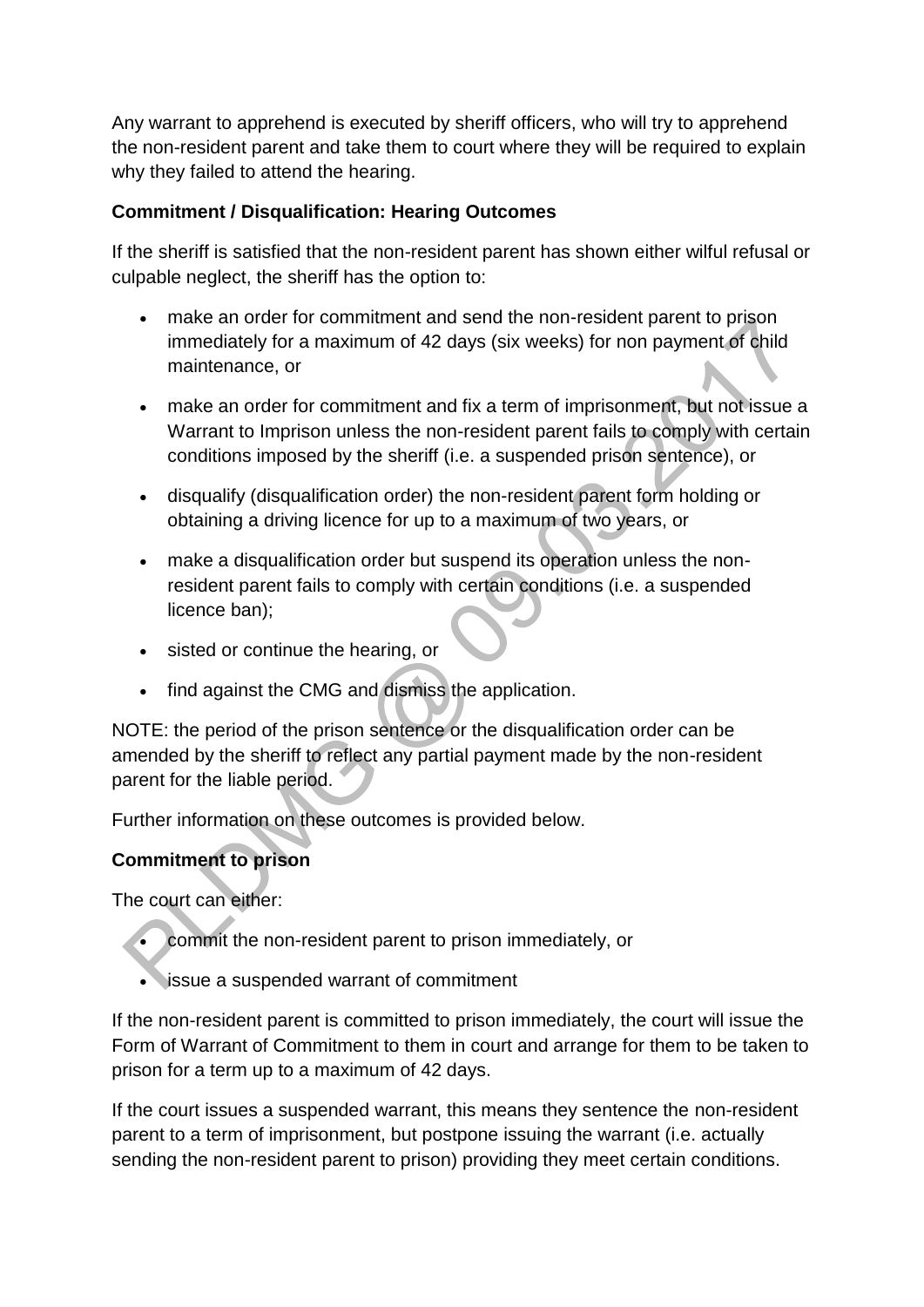Any warrant to apprehend is executed by sheriff officers, who will try to apprehend the non-resident parent and take them to court where they will be required to explain why they failed to attend the hearing.

**Commitment / Disqualification: Hearing Outcomes**

If the sheriff is satisfied that the non-resident parent has shown either wilful refusal or culpable neglect, the sheriff has the option to:

- make an order for commitment and send the non-resident parent to prison immediately for a maximum of 42 days (six weeks) for non payment of child maintenance, or
- make an order for commitment and fix a term of imprisonment, but not issue a Warrant to Imprison unless the non-resident parent fails to comply with certain conditions imposed by the sheriff (i.e. a suspended prison sentence), or
- disqualify (disqualification order) the non-resident parent form holding or obtaining a driving licence for up to a maximum of two years, or
- make a disqualification order but suspend its operation unless the non-resident parent fails to comply with certain conditions (i.e. a suspended licence ban);
- sisted or continue the hearing, or
- find against the CMG and dismiss the application.

NOTE: the period of the prison sentence or the disqualification order can be amended by the sheriff to reflect any partial payment made by the non-resident parent for the liable period.

Further information on these outcomes is provided below.

**Commitment to prison**

The court can either:

- commit the non-resident parent to prison immediately, or
- issue a suspended warrant of commitment

If the non-resident parent is committed to prison immediately, the court will issue the Form of Warrant of Commitment to them in court and arrange for them to be taken to prison for a term up to a maximum of 42 days.

If the court issues a suspended warrant, this means they sentence the non-resident parent to a term of imprisonment, but postpone issuing the warrant (i.e. actually sending the non-resident parent to prison) providing they meet certain conditions.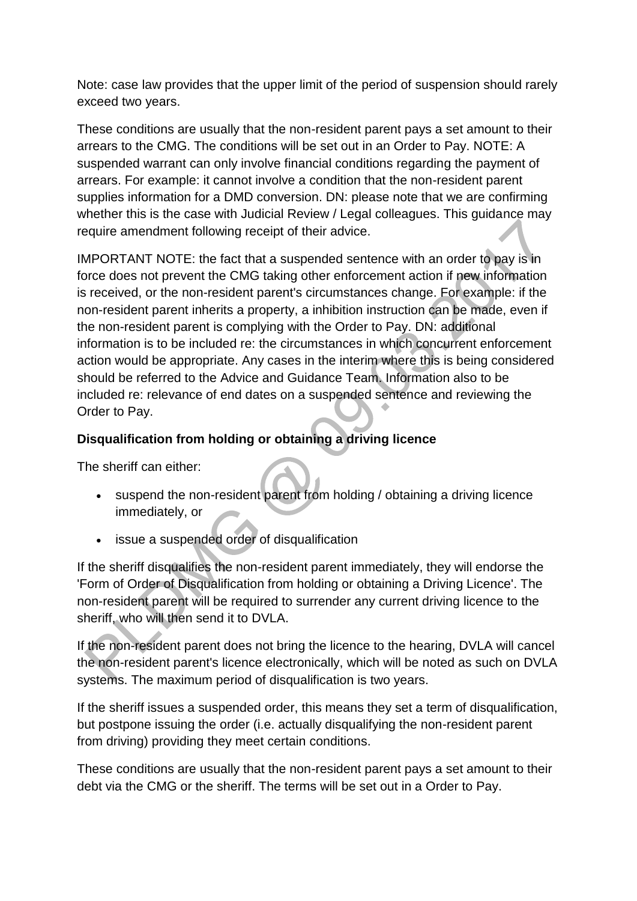Note: case law provides that the upper limit of the period of suspension should rarely exceed two years.

These conditions are usually that the non-resident parent pays a set amount to their arrears to the CMG. The conditions will be set out in an Order to Pay. NOTE: A suspended warrant can only involve financial conditions regarding the payment of arrears. For example: it cannot involve a condition that the non-resident parent supplies information for a DMD conversion. DN: please note that we are confirming whether this is the case with Judicial Review / Legal colleagues. This guidance may require amendment following receipt of their advice.

IMPORTANT NOTE: the fact that a suspended sentence with an order to pay is in force does not prevent the CMG taking other enforcement action if new information is received, or the non-resident parent's circumstances change. For example: if the non-resident parent inherits a property, a inhibition instruction can be made, even if the non-resident parent is complying with the Order to Pay. DN: additional information is to be included re: the circumstances in which concurrent enforcement action would be appropriate. Any cases in the interim where this is being considered should be referred to the Advice and Guidance Team. Information also to be included re: relevance of end dates on a suspended sentence and reviewing the Order to Pay.

**Disqualification from holding or obtaining a driving licence**

The sheriff can either:

- suspend the non-resident parent from holding / obtaining a driving licence immediately, or
- issue a suspended order of disqualification

If the sheriff disqualifies the non-resident parent immediately, they will endorse the 'Form of Order of Disqualification from holding or obtaining a Driving Licence'. The non-resident parent will be required to surrender any current driving licence to the sheriff, who will then send it to DVLA.

If the non-resident parent does not bring the licence to the hearing, DVLA will cancel the non-resident parent's licence electronically, which will be noted as such on DVLA systems. The maximum period of disqualification is two years.

If the sheriff issues a suspended order, this means they set a term of disqualification, but postpone issuing the order (i.e. actually disqualifying the non-resident parent from driving) providing they meet certain conditions.

These conditions are usually that the non-resident parent pays a set amount to their debt via the CMG or the sheriff. The terms will be set out in a Order to Pay.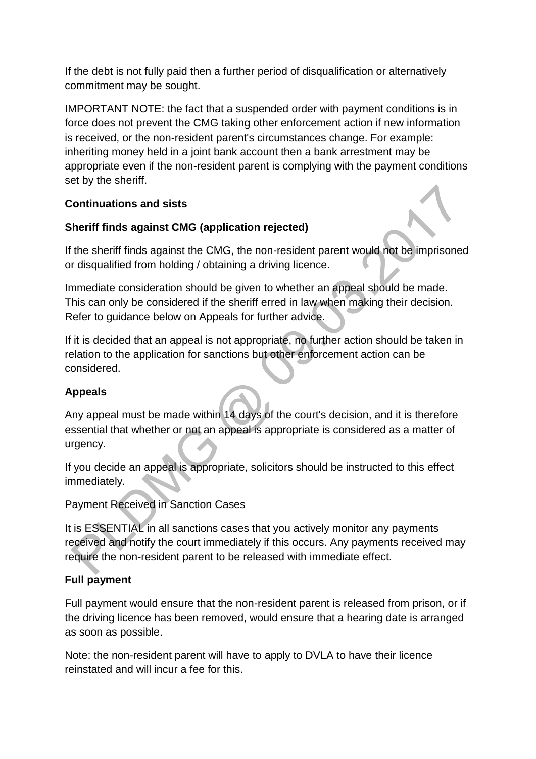If the debt is not fully paid then a further period of disqualification or alternatively commitment may be sought.

IMPORTANT NOTE: the fact that a suspended order with payment conditions is in force does not prevent the CMG taking other enforcement action if new information is received, or the non-resident parent's circumstances change. For example: inheriting money held in a joint bank account then a bank arrestment may be appropriate even if the non-resident parent is complying with the payment conditions set by the sheriff.

**Continuations and sists**

**Sheriff finds against CMG (application rejected)**

If the sheriff finds against the CMG, the non-resident parent would not be imprisoned or disqualified from holding / obtaining a driving licence.

Immediate consideration should be given to whether an appeal should be made. This can only be considered if the sheriff erred in law when making their decision. Refer to guidance below on Appeals for further advice.

If it is decided that an appeal is not appropriate, no further action should be taken in relation to the application for sanctions but other enforcement action can be considered.

**Appeals**

Any appeal must be made within 14 days of the court's decision, and it is therefore essential that whether or not an appeal is appropriate is considered as a matter of urgency.

If you decide an appeal is appropriate, solicitors should be instructed to this effect immediately.

Payment Received in Sanction Cases

It is ESSENTIAL in all sanctions cases that you actively monitor any payments received and notify the court immediately if this occurs. Any payments received may require the non-resident parent to be released with immediate effect.

**Full payment**

Full payment would ensure that the non-resident parent is released from prison, or if the driving licence has been removed, would ensure that a hearing date is arranged as soon as possible.

Note: the non-resident parent will have to apply to DVLA to have their licence reinstated and will incur a fee for this.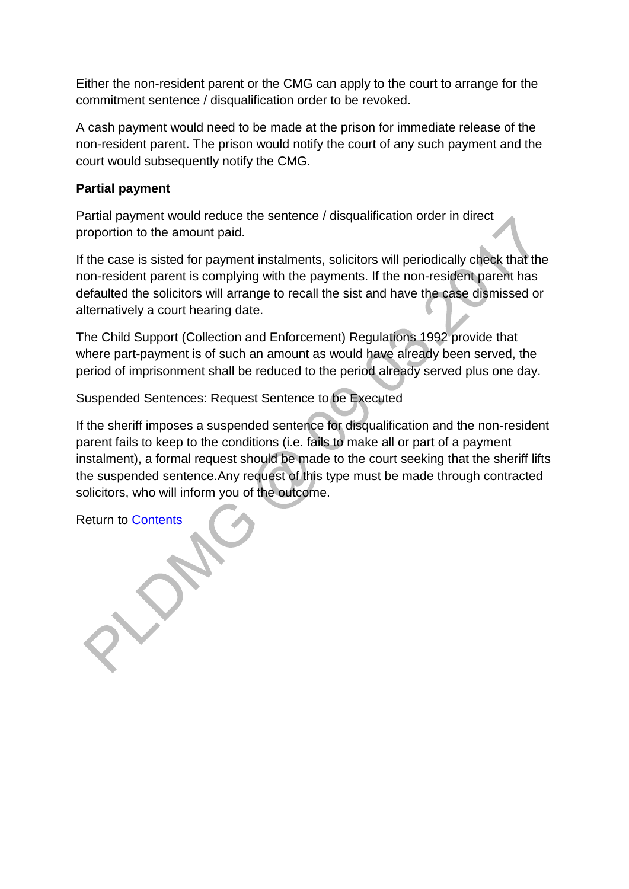Either the non-resident parent or the CMG can apply to the court to arrange for the commitment sentence / disqualification order to be revoked.

A cash payment would need to be made at the prison for immediate release of the non-resident parent. The prison would notify the court of any such payment and the court would subsequently notify the CMG.

**Partial payment**

Partial payment would reduce the sentence / disqualification order in direct proportion to the amount paid.

If the case is sisted for payment instalments, solicitors will periodically check that the non-resident parent is complying with the payments. If the non-resident parent has defaulted the solicitors will arrange to recall the sist and have the case dismissed or alternatively a court hearing date.

The Child Support (Collection and Enforcement) Regulations 1992 provide that where part-payment is of such an amount as would have already been served, the period of imprisonment shall be reduced to the period already served plus one day.

Suspended Sentences: Request Sentence to be Executed

If the sheriff imposes a suspended sentence for disqualification and the non-resident parent fails to keep to the conditions (i.e. fails to make all or part of a payment instalment), a formal request should be made to the court seeking that the sheriff lifts the suspended sentence.Any request of this type must be made through contracted solicitors, who will inform you of the outcome.

Return to Contents